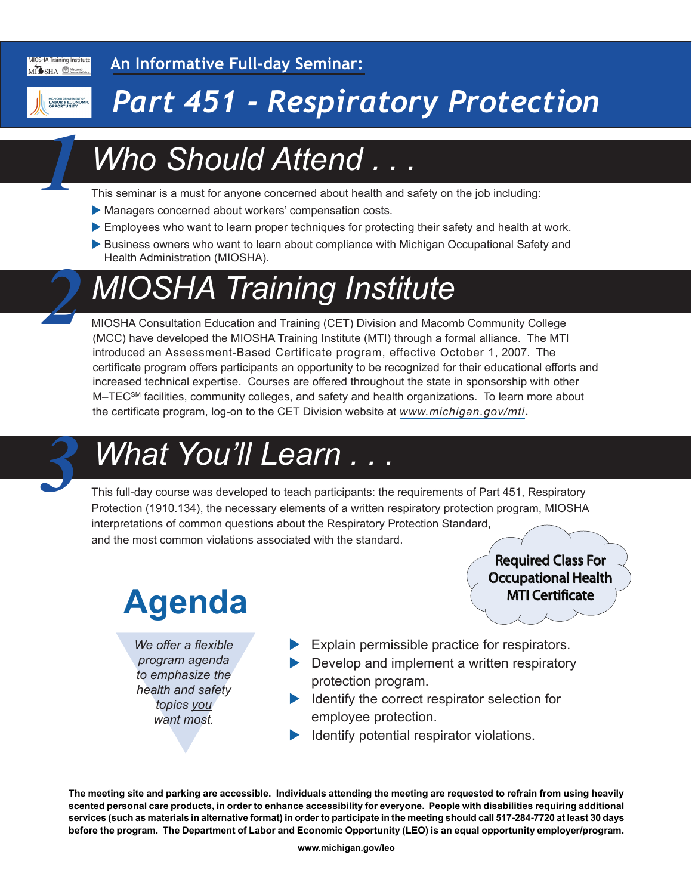An Informative Full-day Seminar:

# Part 451 - Respiratory Protection

## 1 Who Should Attend . . .

This seminar is a must for anyone concerned about health and safety on the job including:

- Managers concerned about workers' compensation costs.
- Employees who want to learn proper techniques for protecting their safety and health at work.
- Business owners who want to learn about compliance with Michigan Occupational Safety and Health Administration (MIOSHA).

## 2 MIOSHA Training Institute

MIOSHA Consultation Education and Training (CET) Division and Macomb Community College (MCC) have developed the MIOSHA Training Institute (MTI) through a formal alliance. The MTI introduced an Assessment-Based Certificate program, effective October 1, 2007. The certificate program offers participants an opportunity to be recognized for their educational efforts and increased technical expertise. Courses are offered throughout the state in sponsorship with other M–TEC[SM] facilities, community colleges, and safety and health organizations. To learn more about the certificate program, log-on to the CET Division website at www.michigan.gov/mti.

## 3 What You'll Learn . . .

This full-day course was developed to teach participants: the requirements of Part 451, Respiratory Protection (1910.134), the necessary elements of a written respiratory protection program, MIOSHA interpretations of common questions about the Respiratory Protection Standard, and the most common violations associated with the standard.

**Required Class For Occupational Health MTI Certificate**

## Agenda

*We offer a flexible program agenda to emphasize the health and safety topics you want most.*

- Explain permissible practice for respirators.
- Develop and implement a written respiratory protection program.
- Identify the correct respirator selection for employee protection.
- Identify potential respirator violations.

**The meeting site and parking are accessible. Individuals attending the meeting are requested to refrain from using heavily scented personal care products, in order to enhance accessibility for everyone. People with disabilities requiring additional services (such as materials in alternative format) in order to participate in the meeting should call 517-284-7720 at least 30 days before the program. The Department of Labor and Economic Opportunity (LEO) is an equal opportunity employer/program.**

**www.michigan.gov/leo**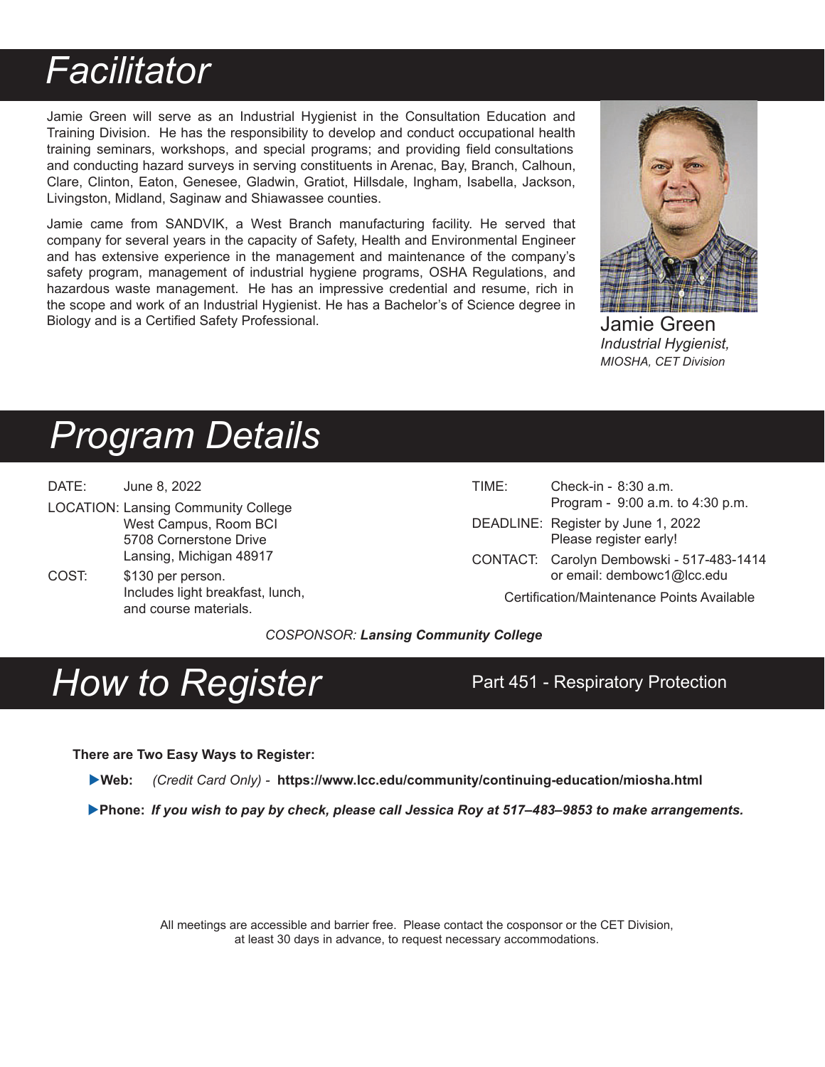# Facilitator

Jamie Green will serve as an Industrial Hygienist in the Consultation Education and Training Division. He has the responsibility to develop and conduct occupational health training seminars, workshops, and special programs; and providing field consultations and conducting hazard surveys in serving constituents in Arenac, Bay, Branch, Calhoun, Clare, Clinton, Eaton, Genesee, Gladwin, Gratiot, Hillsdale, Ingham, Isabella, Jackson, Livingston, Midland, Saginaw and Shiawassee counties.

Jamie came from SANDVIK, a West Branch manufacturing facility. He served that company for several years in the capacity of Safety, Health and Environmental Engineer and has extensive experience in the management and maintenance of the company's safety program, management of industrial hygiene programs, OSHA Regulations, and hazardous waste management. He has an impressive credential and resume, rich in the scope and work of an Industrial Hygienist. He has a Bachelor's of Science degree in Biology and is a Certified Safety Professional.

Jamie Green
*Industrial Hygienist,*
*MIOSHA, CET Division*

# Program Details

DATE: June 8, 2022

LOCATION: Lansing Community College
West Campus, Room BCI
5708 Cornerstone Drive
Lansing, Michigan 48917

COST: $130 per person.
Includes light breakfast, lunch, and course materials.

TIME: Check-in - 8:30 a.m.
Program - 9:00 a.m. to 4:30 p.m.

DEADLINE: Register by June 1, 2022
Please register early!

CONTACT: Carolyn Dembowski - 517-483-1414
or email: dembowc1@lcc.edu

Certification/Maintenance Points Available

*COSPONSOR:* ***Lansing Community College***

# How to Register

Part 451 - Respiratory Protection

**There are Two Easy Ways to Register:**

- **Web:** *(Credit Card Only)* - **https://www.lcc.edu/community/continuing-education/miosha.html**
- **Phone:** ***If you wish to pay by check, please call Jessica Roy at 517–483–9853 to make arrangements.***

All meetings are accessible and barrier free. Please contact the cosponsor or the CET Division, at least 30 days in advance, to request necessary accommodations.